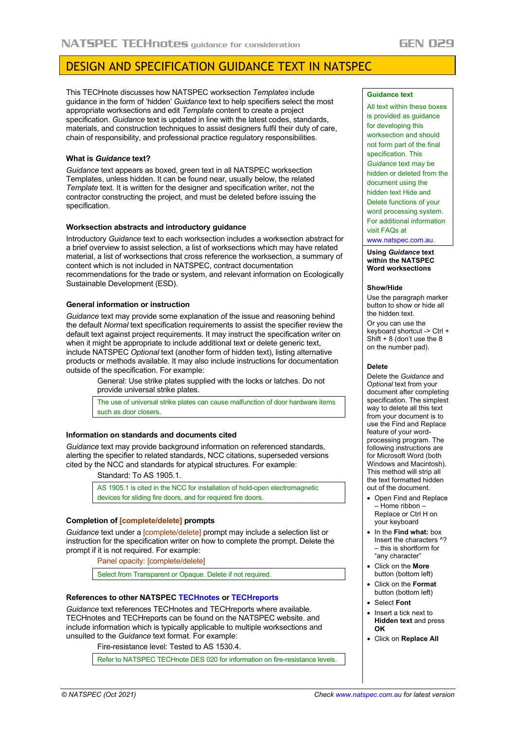# DESIGN AND SPECIFICATION GUIDANCE TEXT IN NATSPEC

This TECHnote discusses how NATSPEC worksection *Templates* include guidance in the form of 'hidden' *Guidance* text to help specifiers select the most appropriate worksections and edit *Template* content to create a project specification. *Guidance* text is updated in line with the latest codes, standards, materials, and construction techniques to assist designers fulfil their duty of care, chain of responsibility, and professional practice regulatory responsibilities.

### What is *Guidance* text?

*Guidance* text appears as boxed, green text in all NATSPEC worksection Templates, unless hidden. It can be found near, usually below, the related *Template* text. It is written for the designer and specification writer, not the contractor constructing the project, and must be deleted before issuing the specification.

### Worksection abstracts and introductory guidance

Introductory *Guidance* text to each worksection includes a worksection abstract for a brief overview to assist selection, a list of worksections which may have related material, a list of worksections that cross reference the worksection, a summary of content which is not included in NATSPEC, contract documentation recommendations for the trade or system, and relevant information on Ecologically Sustainable Development (ESD).

### General information or instruction

*Guidance* text may provide some explanation of the issue and reasoning behind the default *Normal* text specification requirements to assist the specifier review the default text against project requirements. It may instruct the specification writer on when it might be appropriate to include additional text or delete generic text, include NATSPEC *Optional* text (another form of hidden text), listing alternative products or methods available. It may also include instructions for documentation outside of the specification. For example:

> General: Use strike plates supplied with the locks or latches. Do not provide universal strike plates.
>
> The use of universal strike plates can cause malfunction of door hardware items such as door closers.

### Information on standards and documents cited

*Guidance* text may provide background information on referenced standards, alerting the specifier to related standards, NCC citations, superseded versions cited by the NCC and standards for atypical structures. For example:

> Standard: To AS 1905.1.
>
> AS 1905.1 is cited in the NCC for installation of hold-open electromagnetic devices for sliding fire doors, and for required fire doors.

### Completion of [complete/delete] prompts

*Guidance* text under a [complete/delete] prompt may include a selection list or instruction for the specification writer on how to complete the prompt. Delete the prompt if it is not required. For example:

> Panel opacity: [complete/delete]
>
> Select from Transparent or Opaque. Delete if not required.

### References to other NATSPEC TECHnotes or TECHreports

*Guidance* text references TECHnotes and TECHreports where available. TECHnotes and TECHreports can be found on the NATSPEC website. and include information which is typically applicable to multiple worksections and unsuited to the *Guidance* text format. For example:

> Fire-resistance level: Tested to AS 1530.4.
>
> Refer to NATSPEC TECHnote DES 020 for information on fire-resistance levels.

---

**Guidance text**

All text within these boxes is provided as guidance for developing this worksection and should not form part of the final specification. This *Guidance* text may be hidden or deleted from the document using the hidden text Hide and Delete functions of your word processing system. For additional information visit FAQs at www.natspec.com.au.

**Using *Guidance* text within the NATSPEC Word worksections**

**Show/Hide**

Use the paragraph marker button to show or hide all the hidden text.

Or you can use the keyboard shortcut -> Ctrl + Shift + 8 (don't use the 8 on the number pad).

**Delete**

Delete the *Guidance* and *Optional* text from your document after completing specification. The simplest way to delete all this text from your document is to use the Find and Replace feature of your word-processing program. The following instructions are for Microsoft Word (both Windows and Macintosh). This method will strip all the text formatted hidden out of the document.

- Open Find and Replace – Home ribbon – Replace or Ctrl H on your keyboard
- In the **Find what:** box Insert the characters ^? – this is shortform for "any character"
- Click on the **More** button (bottom left)
- Click on the **Format** button (bottom left)
- Select **Font**
- Insert a tick next to **Hidden text** and press **OK**
- Click on **Replace All**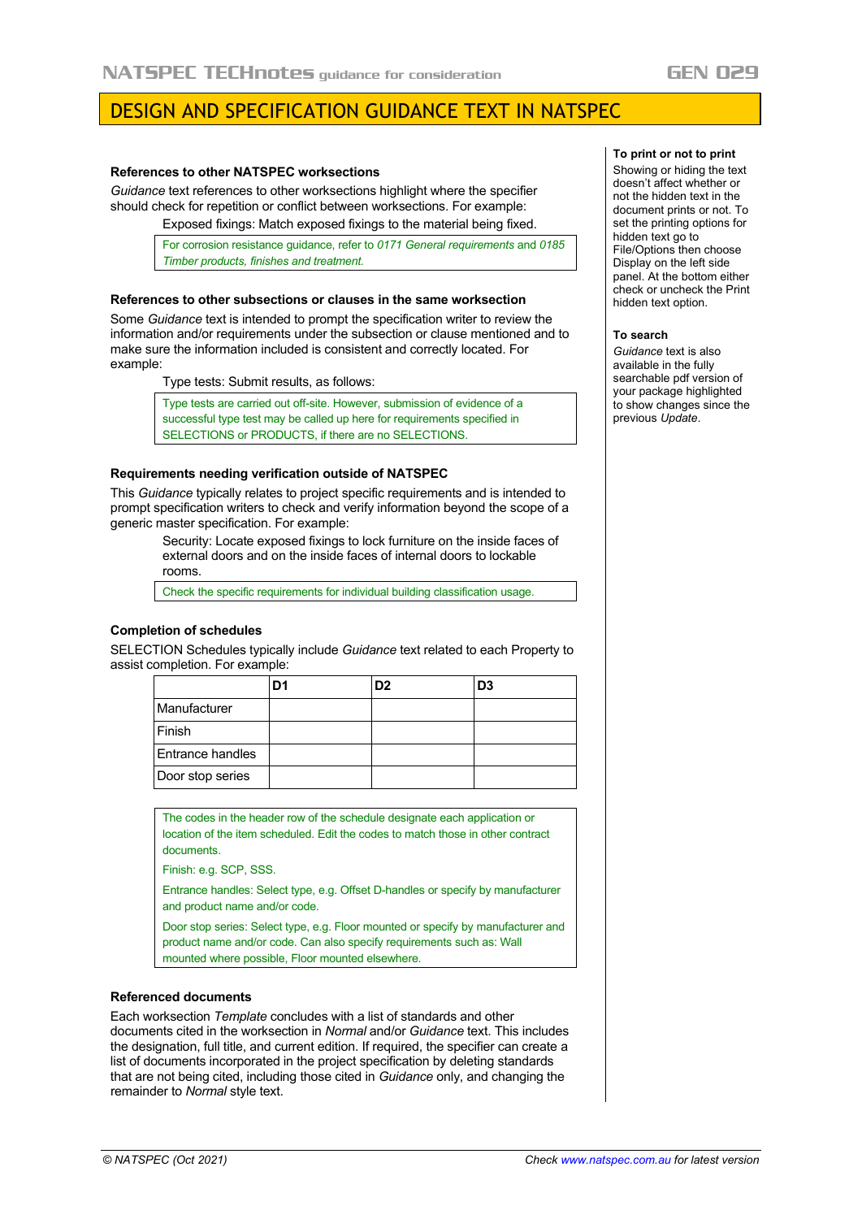# DESIGN AND SPECIFICATION GUIDANCE TEXT IN NATSPEC

### References to other NATSPEC worksections

*Guidance* text references to other worksections highlight where the specifier should check for repetition or conflict between worksections. For example:

Exposed fixings: Match exposed fixings to the material being fixed.

> For corrosion resistance guidance, refer to *0171 General requirements* and *0185 Timber products, finishes and treatment.*

### References to other subsections or clauses in the same worksection

Some *Guidance* text is intended to prompt the specification writer to review the information and/or requirements under the subsection or clause mentioned and to make sure the information included is consistent and correctly located. For example:

Type tests: Submit results, as follows:

> Type tests are carried out off-site. However, submission of evidence of a successful type test may be called up here for requirements specified in SELECTIONS or PRODUCTS, if there are no SELECTIONS.

### Requirements needing verification outside of NATSPEC

This *Guidance* typically relates to project specific requirements and is intended to prompt specification writers to check and verify information beyond the scope of a generic master specification. For example:

Security: Locate exposed fixings to lock furniture on the inside faces of external doors and on the inside faces of internal doors to lockable rooms.

> Check the specific requirements for individual building classification usage.

### Completion of schedules

SELECTION Schedules typically include *Guidance* text related to each Property to assist completion. For example:

| | D1 | D2 | D3 |
|---|---|---|---|
| Manufacturer | | | |
| Finish | | | |
| Entrance handles | | | |
| Door stop series | | | |

> The codes in the header row of the schedule designate each application or location of the item scheduled. Edit the codes to match those in other contract documents.
>
> Finish: e.g. SCP, SSS.
>
> Entrance handles: Select type, e.g. Offset D-handles or specify by manufacturer and product name and/or code.
>
> Door stop series: Select type, e.g. Floor mounted or specify by manufacturer and product name and/or code. Can also specify requirements such as: Wall mounted where possible, Floor mounted elsewhere.

### Referenced documents

Each worksection *Template* concludes with a list of standards and other documents cited in the worksection in *Normal* and/or *Guidance* text. This includes the designation, full title, and current edition. If required, the specifier can create a list of documents incorporated in the project specification by deleting standards that are not being cited, including those cited in *Guidance* only, and changing the remainder to *Normal* style text.

**To print or not to print**

Showing or hiding the text doesn't affect whether or not the hidden text in the document prints or not. To set the printing options for hidden text go to File/Options then choose Display on the left side panel. At the bottom either check or uncheck the Print hidden text option.

**To search**

*Guidance* text is also available in the fully searchable pdf version of your package highlighted to show changes since the previous *Update*.